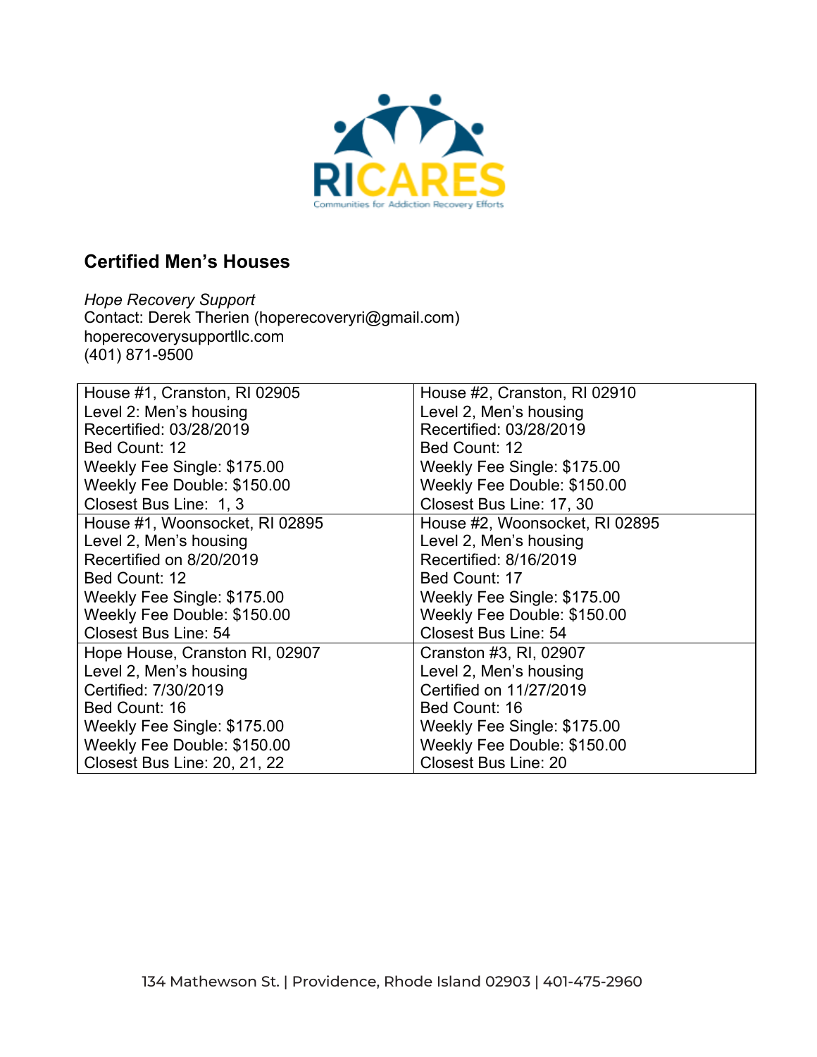RICARES

Communities for Addiction Recovery Efforts

## Certified Men's Houses

*Hope Recovery Support*
Contact: Derek Therien (hoperecoveryri@gmail.com)
hoperecoverysupportllc.com
(401) 871-9500

| | |
|---|---|
| House #1, Cranston, RI 02905<br>Level 2: Men's housing<br>Recertified: 03/28/2019<br>Bed Count: 12<br>Weekly Fee Single: $175.00<br>Weekly Fee Double: $150.00<br>Closest Bus Line: 1, 3 | House #2, Cranston, RI 02910<br>Level 2, Men's housing<br>Recertified: 03/28/2019<br>Bed Count: 12<br>Weekly Fee Single: $175.00<br>Weekly Fee Double: $150.00<br>Closest Bus Line: 17, 30 |
| House #1, Woonsocket, RI 02895<br>Level 2, Men's housing<br>Recertified on 8/20/2019<br>Bed Count: 12<br>Weekly Fee Single: $175.00<br>Weekly Fee Double: $150.00<br>Closest Bus Line: 54 | House #2, Woonsocket, RI 02895<br>Level 2, Men's housing<br>Recertified: 8/16/2019<br>Bed Count: 17<br>Weekly Fee Single: $175.00<br>Weekly Fee Double: $150.00<br>Closest Bus Line: 54 |
| Hope House, Cranston RI, 02907<br>Level 2, Men's housing<br>Certified: 7/30/2019<br>Bed Count: 16<br>Weekly Fee Single: $175.00<br>Weekly Fee Double: $150.00<br>Closest Bus Line: 20, 21, 22 | Cranston #3, RI, 02907<br>Level 2, Men's housing<br>Certified on 11/27/2019<br>Bed Count: 16<br>Weekly Fee Single: $175.00<br>Weekly Fee Double: $150.00<br>Closest Bus Line: 20 |

134 Mathewson St. | Providence, Rhode Island 02903 | 401-475-2960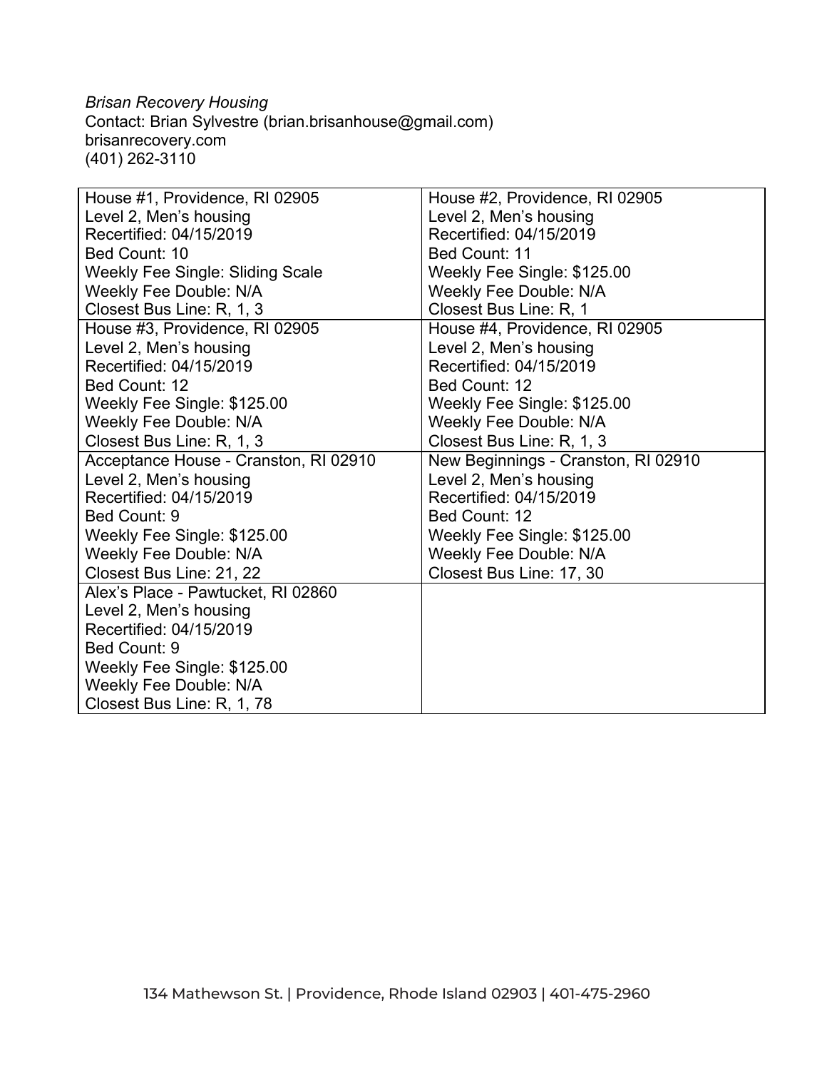*Brisan Recovery Housing*
Contact: Brian Sylvestre (brian.brisanhouse@gmail.com)
brisanrecovery.com
(401) 262-3110

| | |
|---|---|
| House #1, Providence, RI 02905<br>Level 2, Men's housing<br>Recertified: 04/15/2019<br>Bed Count: 10<br>Weekly Fee Single: Sliding Scale<br>Weekly Fee Double: N/A<br>Closest Bus Line: R, 1, 3 | House #2, Providence, RI 02905<br>Level 2, Men's housing<br>Recertified: 04/15/2019<br>Bed Count: 11<br>Weekly Fee Single: $125.00<br>Weekly Fee Double: N/A<br>Closest Bus Line: R, 1 |
| House #3, Providence, RI 02905<br>Level 2, Men's housing<br>Recertified: 04/15/2019<br>Bed Count: 12<br>Weekly Fee Single: $125.00<br>Weekly Fee Double: N/A<br>Closest Bus Line: R, 1, 3 | House #4, Providence, RI 02905<br>Level 2, Men's housing<br>Recertified: 04/15/2019<br>Bed Count: 12<br>Weekly Fee Single: $125.00<br>Weekly Fee Double: N/A<br>Closest Bus Line: R, 1, 3 |
| Acceptance House - Cranston, RI 02910<br>Level 2, Men's housing<br>Recertified: 04/15/2019<br>Bed Count: 9<br>Weekly Fee Single: $125.00<br>Weekly Fee Double: N/A<br>Closest Bus Line: 21, 22 | New Beginnings - Cranston, RI 02910<br>Level 2, Men's housing<br>Recertified: 04/15/2019<br>Bed Count: 12<br>Weekly Fee Single: $125.00<br>Weekly Fee Double: N/A<br>Closest Bus Line: 17, 30 |
| Alex's Place - Pawtucket, RI 02860<br>Level 2, Men's housing<br>Recertified: 04/15/2019<br>Bed Count: 9<br>Weekly Fee Single: $125.00<br>Weekly Fee Double: N/A<br>Closest Bus Line: R, 1, 78 | |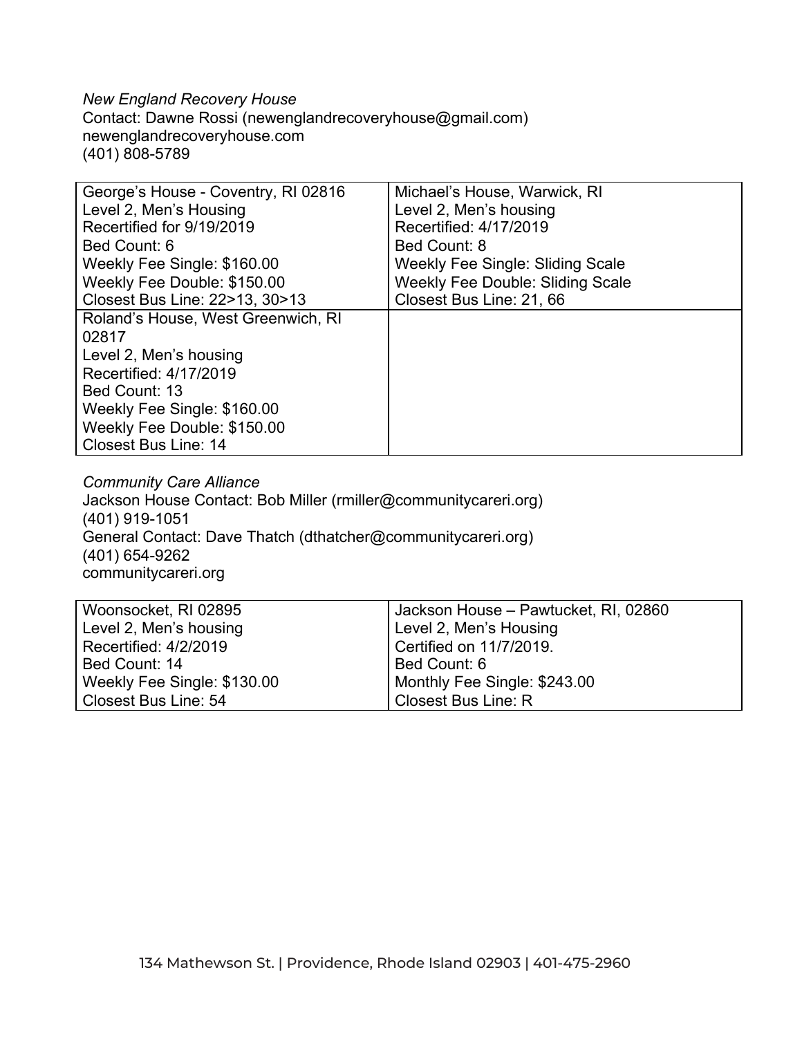*New England Recovery House*
Contact: Dawne Rossi (newenglandrecoveryhouse@gmail.com)
newenglandrecoveryhouse.com
(401) 808-5789

| George's House - Coventry, RI 02816<br>Level 2, Men's Housing<br>Recertified for 9/19/2019<br>Bed Count: 6<br>Weekly Fee Single: $160.00<br>Weekly Fee Double: $150.00<br>Closest Bus Line: 22>13, 30>13 | Michael's House, Warwick, RI<br>Level 2, Men's housing<br>Recertified: 4/17/2019<br>Bed Count: 8<br>Weekly Fee Single: Sliding Scale<br>Weekly Fee Double: Sliding Scale<br>Closest Bus Line: 21, 66 |
|---|---|
| Roland's House, West Greenwich, RI 02817<br>Level 2, Men's housing<br>Recertified: 4/17/2019<br>Bed Count: 13<br>Weekly Fee Single: $160.00<br>Weekly Fee Double: $150.00<br>Closest Bus Line: 14 | |

*Community Care Alliance*
Jackson House Contact: Bob Miller (rmiller@communitycareri.org)
(401) 919-1051
General Contact: Dave Thatch (dthatcher@communitycareri.org)
(401) 654-9262
communitycareri.org

| Woonsocket, RI 02895<br>Level 2, Men's housing<br>Recertified: 4/2/2019<br>Bed Count: 14<br>Weekly Fee Single: $130.00<br>Closest Bus Line: 54 | Jackson House – Pawtucket, RI, 02860<br>Level 2, Men's Housing<br>Certified on 11/7/2019.<br>Bed Count: 6<br>Monthly Fee Single: $243.00<br>Closest Bus Line: R |
|---|---|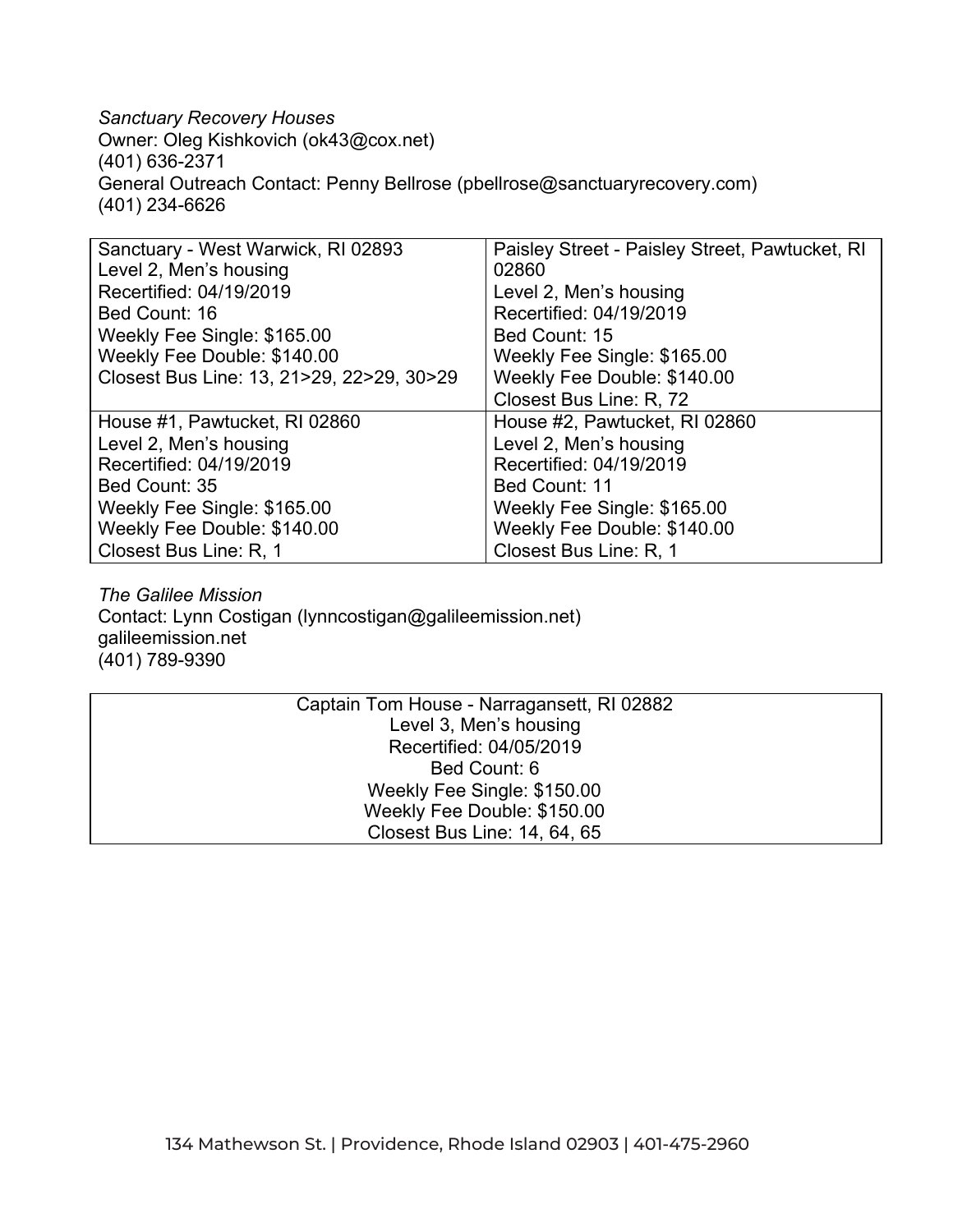*Sanctuary Recovery Houses*
Owner: Oleg Kishkovich (ok43@cox.net)
(401) 636-2371
General Outreach Contact: Penny Bellrose (pbellrose@sanctuaryrecovery.com)
(401) 234-6626

| | |
|---|---|
| Sanctuary - West Warwick, RI 02893<br>Level 2, Men's housing<br>Recertified: 04/19/2019<br>Bed Count: 16<br>Weekly Fee Single: $165.00<br>Weekly Fee Double: $140.00<br>Closest Bus Line: 13, 21>29, 22>29, 30>29 | Paisley Street - Paisley Street, Pawtucket, RI 02860<br>Level 2, Men's housing<br>Recertified: 04/19/2019<br>Bed Count: 15<br>Weekly Fee Single: $165.00<br>Weekly Fee Double: $140.00<br>Closest Bus Line: R, 72 |
| House #1, Pawtucket, RI 02860<br>Level 2, Men's housing<br>Recertified: 04/19/2019<br>Bed Count: 35<br>Weekly Fee Single: $165.00<br>Weekly Fee Double: $140.00<br>Closest Bus Line: R, 1 | House #2, Pawtucket, RI 02860<br>Level 2, Men's housing<br>Recertified: 04/19/2019<br>Bed Count: 11<br>Weekly Fee Single: $165.00<br>Weekly Fee Double: $140.00<br>Closest Bus Line: R, 1 |

*The Galilee Mission*
Contact: Lynn Costigan (lynncostigan@galileemission.net)
galileemission.net
(401) 789-9390

| |
|---|
| Captain Tom House - Narragansett, RI 02882<br>Level 3, Men's housing<br>Recertified: 04/05/2019<br>Bed Count: 6<br>Weekly Fee Single: $150.00<br>Weekly Fee Double: $150.00<br>Closest Bus Line: 14, 64, 65 |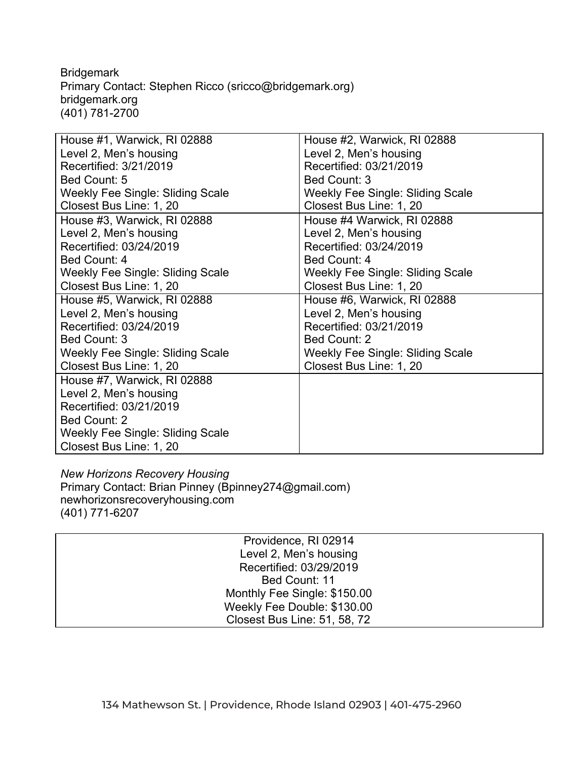Bridgemark
Primary Contact: Stephen Ricco (sricco@bridgemark.org)
bridgemark.org
(401) 781-2700

| | |
|---|---|
| House #1, Warwick, RI 02888<br>Level 2, Men's housing<br>Recertified: 3/21/2019<br>Bed Count: 5<br>Weekly Fee Single: Sliding Scale<br>Closest Bus Line: 1, 20 | House #2, Warwick, RI 02888<br>Level 2, Men's housing<br>Recertified: 03/21/2019<br>Bed Count: 3<br>Weekly Fee Single: Sliding Scale<br>Closest Bus Line: 1, 20 |
| House #3, Warwick, RI 02888<br>Level 2, Men's housing<br>Recertified: 03/24/2019<br>Bed Count: 4<br>Weekly Fee Single: Sliding Scale<br>Closest Bus Line: 1, 20 | House #4 Warwick, RI 02888<br>Level 2, Men's housing<br>Recertified: 03/24/2019<br>Bed Count: 4<br>Weekly Fee Single: Sliding Scale<br>Closest Bus Line: 1, 20 |
| House #5, Warwick, RI 02888<br>Level 2, Men's housing<br>Recertified: 03/24/2019<br>Bed Count: 3<br>Weekly Fee Single: Sliding Scale<br>Closest Bus Line: 1, 20 | House #6, Warwick, RI 02888<br>Level 2, Men's housing<br>Recertified: 03/21/2019<br>Bed Count: 2<br>Weekly Fee Single: Sliding Scale<br>Closest Bus Line: 1, 20 |
| House #7, Warwick, RI 02888<br>Level 2, Men's housing<br>Recertified: 03/21/2019<br>Bed Count: 2<br>Weekly Fee Single: Sliding Scale<br>Closest Bus Line: 1, 20 | |

*New Horizons Recovery Housing*
Primary Contact: Brian Pinney (Bpinney274@gmail.com)
newhorizonsrecoveryhousing.com
(401) 771-6207

| |
|---|
| Providence, RI 02914<br>Level 2, Men's housing<br>Recertified: 03/29/2019<br>Bed Count: 11<br>Monthly Fee Single: $150.00<br>Weekly Fee Double: $130.00<br>Closest Bus Line: 51, 58, 72 |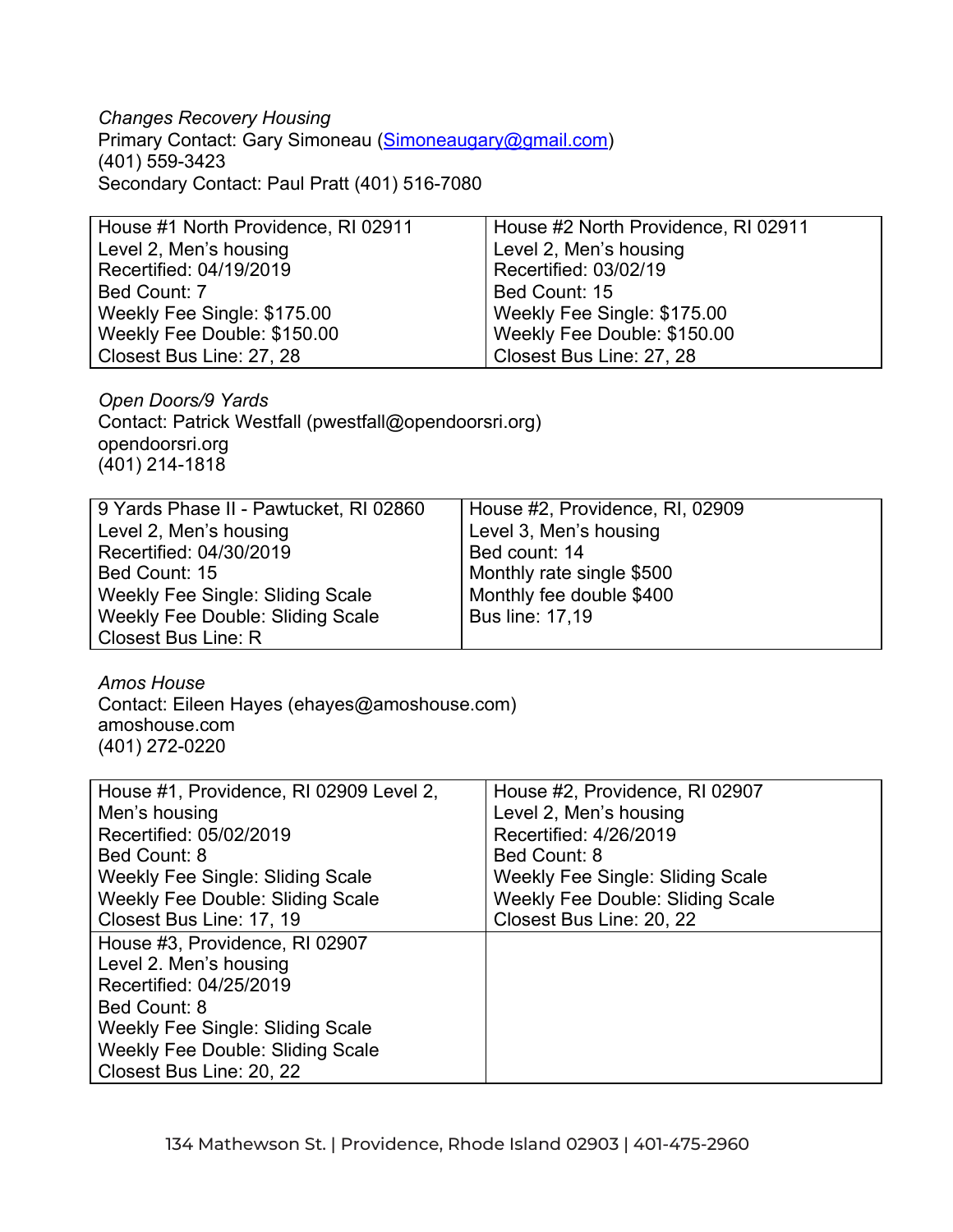*Changes Recovery Housing*
Primary Contact: Gary Simoneau (Simoneaugary@gmail.com)
(401) 559-3423
Secondary Contact: Paul Pratt (401) 516-7080

| House #1 North Providence, RI 02911<br>Level 2, Men's housing<br>Recertified: 04/19/2019<br>Bed Count: 7<br>Weekly Fee Single: $175.00<br>Weekly Fee Double: $150.00<br>Closest Bus Line: 27, 28 | House #2 North Providence, RI 02911<br>Level 2, Men's housing<br>Recertified: 03/02/19<br>Bed Count: 15<br>Weekly Fee Single: $175.00<br>Weekly Fee Double: $150.00<br>Closest Bus Line: 27, 28 |
|---|---|

*Open Doors/9 Yards*
Contact: Patrick Westfall (pwestfall@opendoorsri.org)
opendoorsri.org
(401) 214-1818

| 9 Yards Phase II - Pawtucket, RI 02860<br>Level 2, Men's housing<br>Recertified: 04/30/2019<br>Bed Count: 15<br>Weekly Fee Single: Sliding Scale<br>Weekly Fee Double: Sliding Scale<br>Closest Bus Line: R | House #2, Providence, RI, 02909<br>Level 3, Men's housing<br>Bed count: 14<br>Monthly rate single $500<br>Monthly fee double $400<br>Bus line: 17,19 |
|---|---|

*Amos House*
Contact: Eileen Hayes (ehayes@amoshouse.com)
amoshouse.com
(401) 272-0220

| House #1, Providence, RI 02909 Level 2, Men's housing<br>Recertified: 05/02/2019<br>Bed Count: 8<br>Weekly Fee Single: Sliding Scale<br>Weekly Fee Double: Sliding Scale<br>Closest Bus Line: 17, 19 | House #2, Providence, RI 02907<br>Level 2, Men's housing<br>Recertified: 4/26/2019<br>Bed Count: 8<br>Weekly Fee Single: Sliding Scale<br>Weekly Fee Double: Sliding Scale<br>Closest Bus Line: 20, 22 |
|---|---|
| House #3, Providence, RI 02907<br>Level 2. Men's housing<br>Recertified: 04/25/2019<br>Bed Count: 8<br>Weekly Fee Single: Sliding Scale<br>Weekly Fee Double: Sliding Scale<br>Closest Bus Line: 20, 22 | |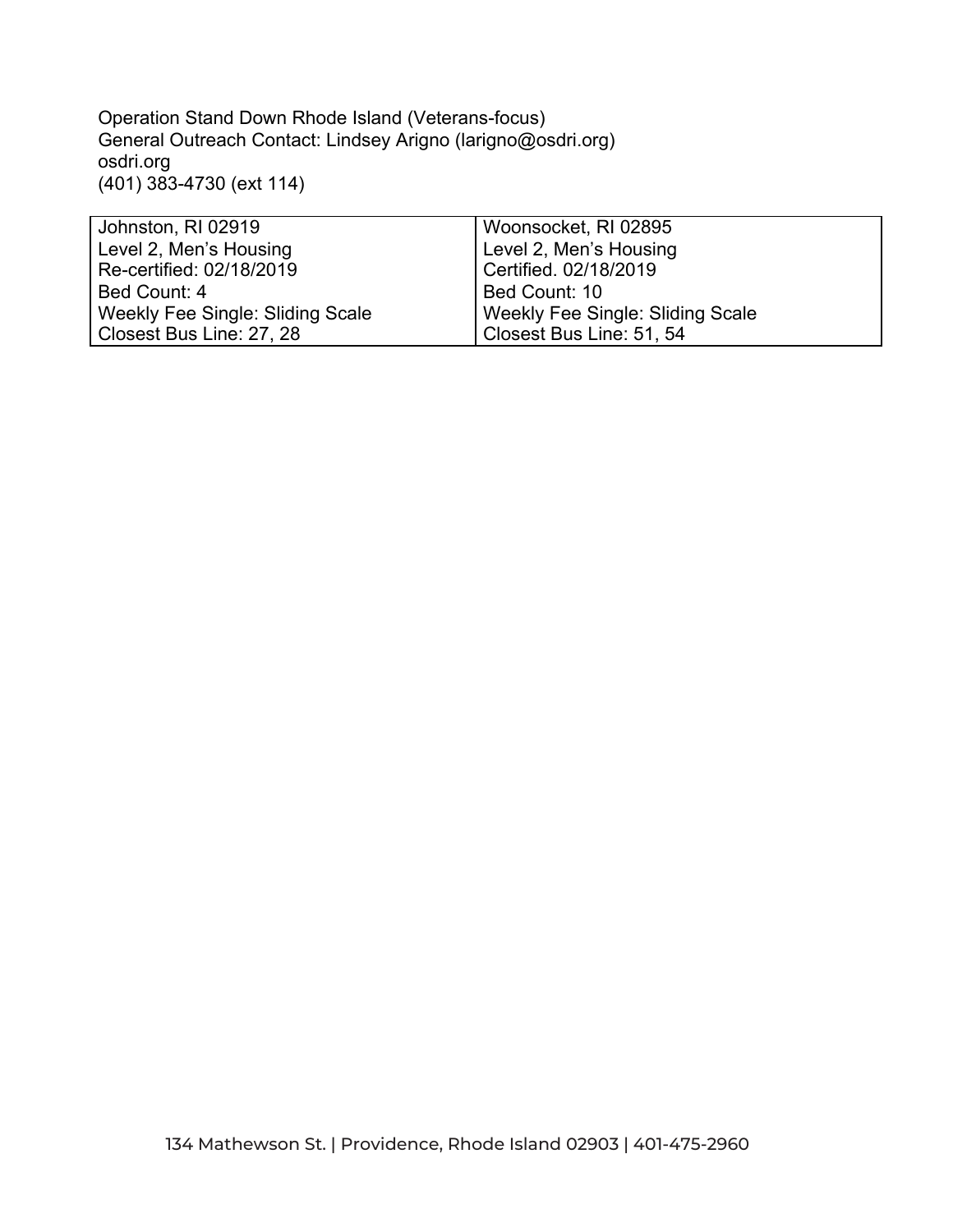Operation Stand Down Rhode Island (Veterans-focus)
General Outreach Contact: Lindsey Arigno (larigno@osdri.org)
osdri.org
(401) 383-4730 (ext 114)

| Johnston, RI 02919<br>Level 2, Men's Housing<br>Re-certified: 02/18/2019<br>Bed Count: 4<br>Weekly Fee Single: Sliding Scale<br>Closest Bus Line: 27, 28 | Woonsocket, RI 02895<br>Level 2, Men's Housing<br>Certified. 02/18/2019<br>Bed Count: 10<br>Weekly Fee Single: Sliding Scale<br>Closest Bus Line: 51, 54 |
|---|---|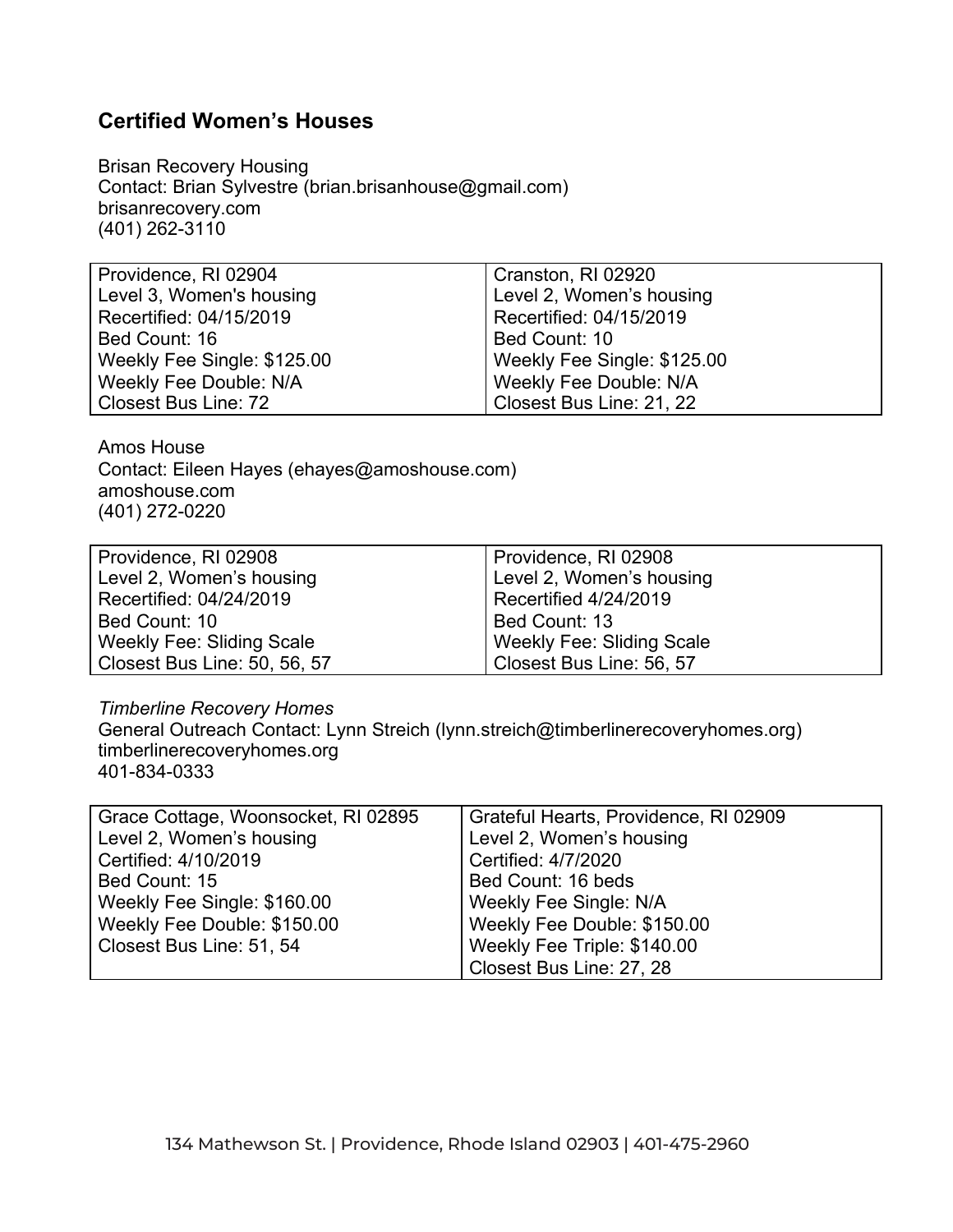## Certified Women's Houses

Brisan Recovery Housing
Contact: Brian Sylvestre (brian.brisanhouse@gmail.com)
brisanrecovery.com
(401) 262-3110

| Providence, RI 02904 | Cranston, RI 02920 |
|---|---|
| Level 3, Women's housing | Level 2, Women's housing |
| Recertified: 04/15/2019 | Recertified: 04/15/2019 |
| Bed Count: 16 | Bed Count: 10 |
| Weekly Fee Single: $125.00 | Weekly Fee Single: $125.00 |
| Weekly Fee Double: N/A | Weekly Fee Double: N/A |
| Closest Bus Line: 72 | Closest Bus Line: 21, 22 |

Amos House
Contact: Eileen Hayes (ehayes@amoshouse.com)
amoshouse.com
(401) 272-0220

| Providence, RI 02908 | Providence, RI 02908 |
|---|---|
| Level 2, Women's housing | Level 2, Women's housing |
| Recertified: 04/24/2019 | Recertified 4/24/2019 |
| Bed Count: 10 | Bed Count: 13 |
| Weekly Fee: Sliding Scale | Weekly Fee: Sliding Scale |
| Closest Bus Line: 50, 56, 57 | Closest Bus Line: 56, 57 |

*Timberline Recovery Homes*
General Outreach Contact: Lynn Streich (lynn.streich@timberlinerecoveryhomes.org)
timberlinerecoveryhomes.org
401-834-0333

| Grace Cottage, Woonsocket, RI 02895 | Grateful Hearts, Providence, RI 02909 |
|---|---|
| Level 2, Women's housing | Level 2, Women's housing |
| Certified: 4/10/2019 | Certified: 4/7/2020 |
| Bed Count: 15 | Bed Count: 16 beds |
| Weekly Fee Single: $160.00 | Weekly Fee Single: N/A |
| Weekly Fee Double: $150.00 | Weekly Fee Double: $150.00 |
| Closest Bus Line: 51, 54 | Weekly Fee Triple: $140.00 |
| | Closest Bus Line: 27, 28 |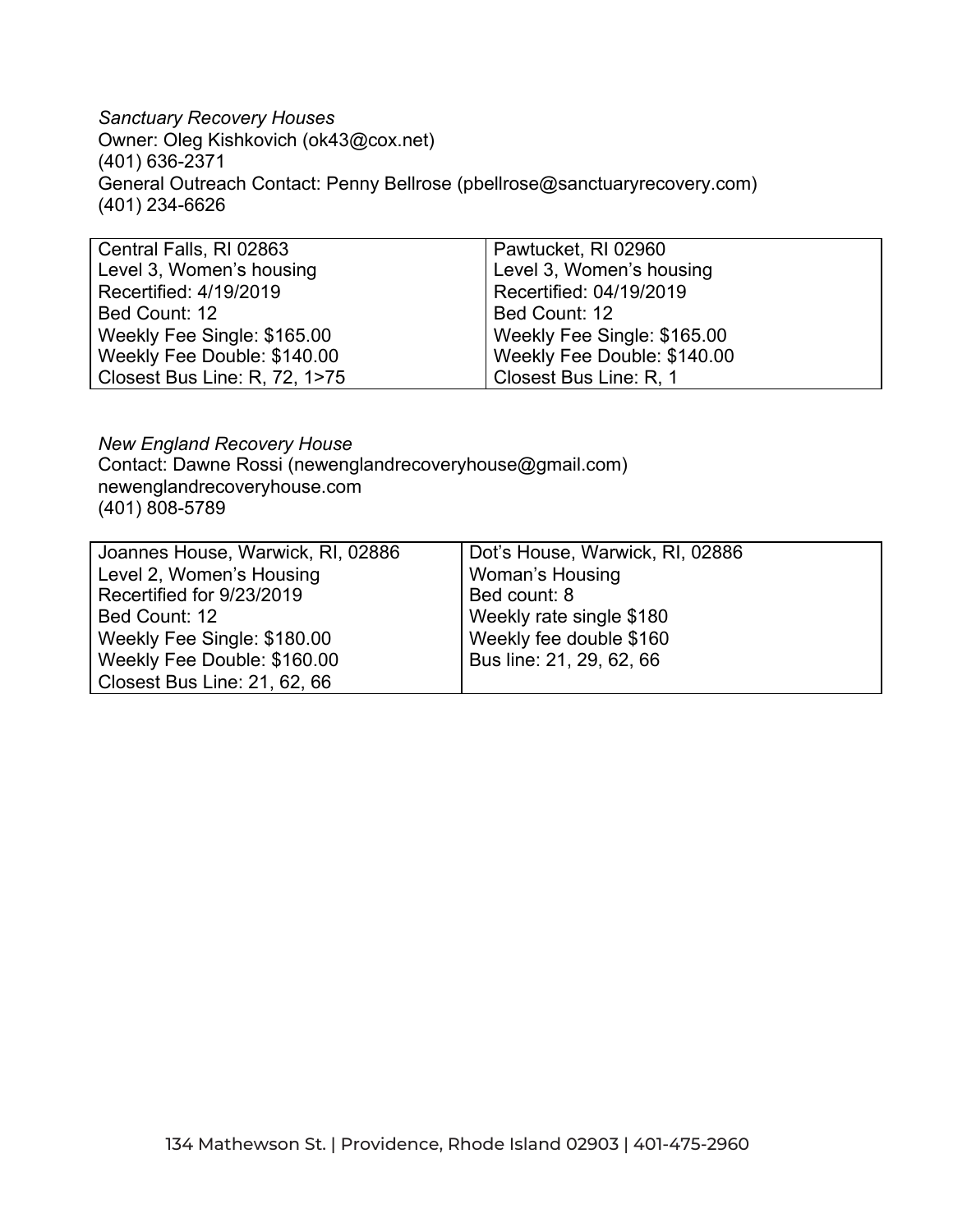*Sanctuary Recovery Houses*
Owner: Oleg Kishkovich (ok43@cox.net)
(401) 636-2371
General Outreach Contact: Penny Bellrose (pbellrose@sanctuaryrecovery.com)
(401) 234-6626

| | |
|---|---|
| Central Falls, RI 02863<br>Level 3, Women's housing<br>Recertified: 4/19/2019<br>Bed Count: 12<br>Weekly Fee Single: $165.00<br>Weekly Fee Double: $140.00<br>Closest Bus Line: R, 72, 1>75 | Pawtucket, RI 02960<br>Level 3, Women's housing<br>Recertified: 04/19/2019<br>Bed Count: 12<br>Weekly Fee Single: $165.00<br>Weekly Fee Double: $140.00<br>Closest Bus Line: R, 1 |

*New England Recovery House*
Contact: Dawne Rossi (newenglandrecoveryhouse@gmail.com)
newenglandrecoveryhouse.com
(401) 808-5789

| | |
|---|---|
| Joannes House, Warwick, RI, 02886<br>Level 2, Women's Housing<br>Recertified for 9/23/2019<br>Bed Count: 12<br>Weekly Fee Single: $180.00<br>Weekly Fee Double: $160.00<br>Closest Bus Line: 21, 62, 66 | Dot's House, Warwick, RI, 02886<br>Woman's Housing<br>Bed count: 8<br>Weekly rate single $180<br>Weekly fee double $160<br>Bus line: 21, 29, 62, 66 |